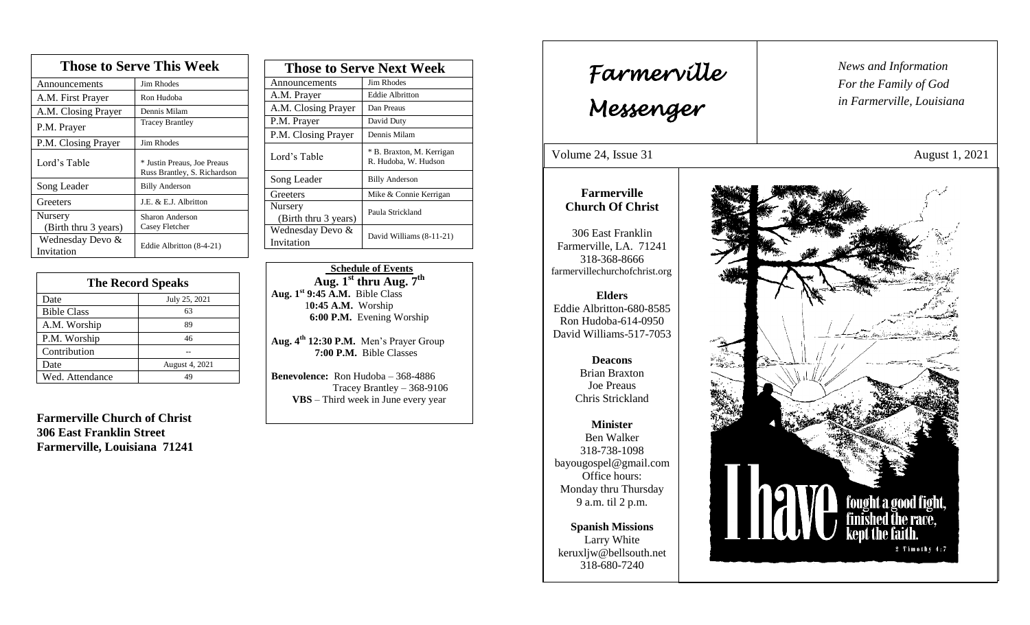## Those to Serve This Week

| Role | Name |
|---|---|
| Announcements | Jim Rhodes |
| A.M. First Prayer | Ron Hudoba |
| A.M. Closing Prayer | Dennis Milam |
| P.M. Prayer | Tracey Brantley |
| P.M. Closing Prayer | Jim Rhodes |
| Lord's Table | * Justin Preaus, Joe Preaus Russ Brantley, S. Richardson |
| Song Leader | Billy Anderson |
| Greeters | J.E. & E.J. Albritton |
| Nursery (Birth thru 3 years) | Sharon Anderson Casey Fletcher |
| Wednesday Devo & Invitation | Eddie Albritton (8-4-21) |

## The Record Speaks

| | |
|---|---|
| Date | July 25, 2021 |
| Bible Class | 63 |
| A.M. Worship | 89 |
| P.M. Worship | 46 |
| Contribution | -- |
| Date | August 4, 2021 |
| Wed. Attendance | 49 |

**Farmerville Church of Christ**
**306 East Franklin Street**
**Farmerville, Louisiana 71241**

## Those to Serve Next Week

| Role | Name |
|---|---|
| Announcements | Jim Rhodes |
| A.M. Prayer | Eddie Albritton |
| A.M. Closing Prayer | Dan Preaus |
| P.M. Prayer | David Duty |
| P.M. Closing Prayer | Dennis Milam |
| Lord's Table | * B. Braxton, M. Kerrigan R. Hudoba, W. Hudson |
| Song Leader | Billy Anderson |
| Greeters | Mike & Connie Kerrigan |
| Nursery (Birth thru 3 years) | Paula Strickland |
| Wednesday Devo & Invitation | David Williams (8-11-21) |

**Schedule of Events**
**Aug. 1st thru Aug. 7th**

**Aug. 1st 9:45 A.M.** Bible Class
**10:45 A.M.** Worship
**6:00 P.M.** Evening Worship

**Aug. 4th 12:30 P.M.** Men's Prayer Group
**7:00 P.M.** Bible Classes

**Benevolence:** Ron Hudoba – 368-4886
Tracey Brantley – 368-9106
**VBS** – Third week in June every year

# Farmerville Messenger

*News and Information For the Family of God in Farmerville, Louisiana*

Volume 24, Issue 31 August 1, 2021

**Farmerville Church Of Christ**

306 East Franklin
Farmerville, LA. 71241
318-368-8666
farmervillechurchofchrist.org

**Elders**
Eddie Albritton-680-8585
Ron Hudoba-614-0950
David Williams-517-7053

**Deacons**
Brian Braxton
Joe Preaus
Chris Strickland

**Minister**
Ben Walker
318-738-1098
bayougospel@gmail.com
Office hours:
Monday thru Thursday
9 a.m. til 2 p.m.

**Spanish Missions**
Larry White
keruxljw@bellsouth.net
318-680-7240

I have fought a good fight, finished the race, kept the faith.
2 Timothy 4:7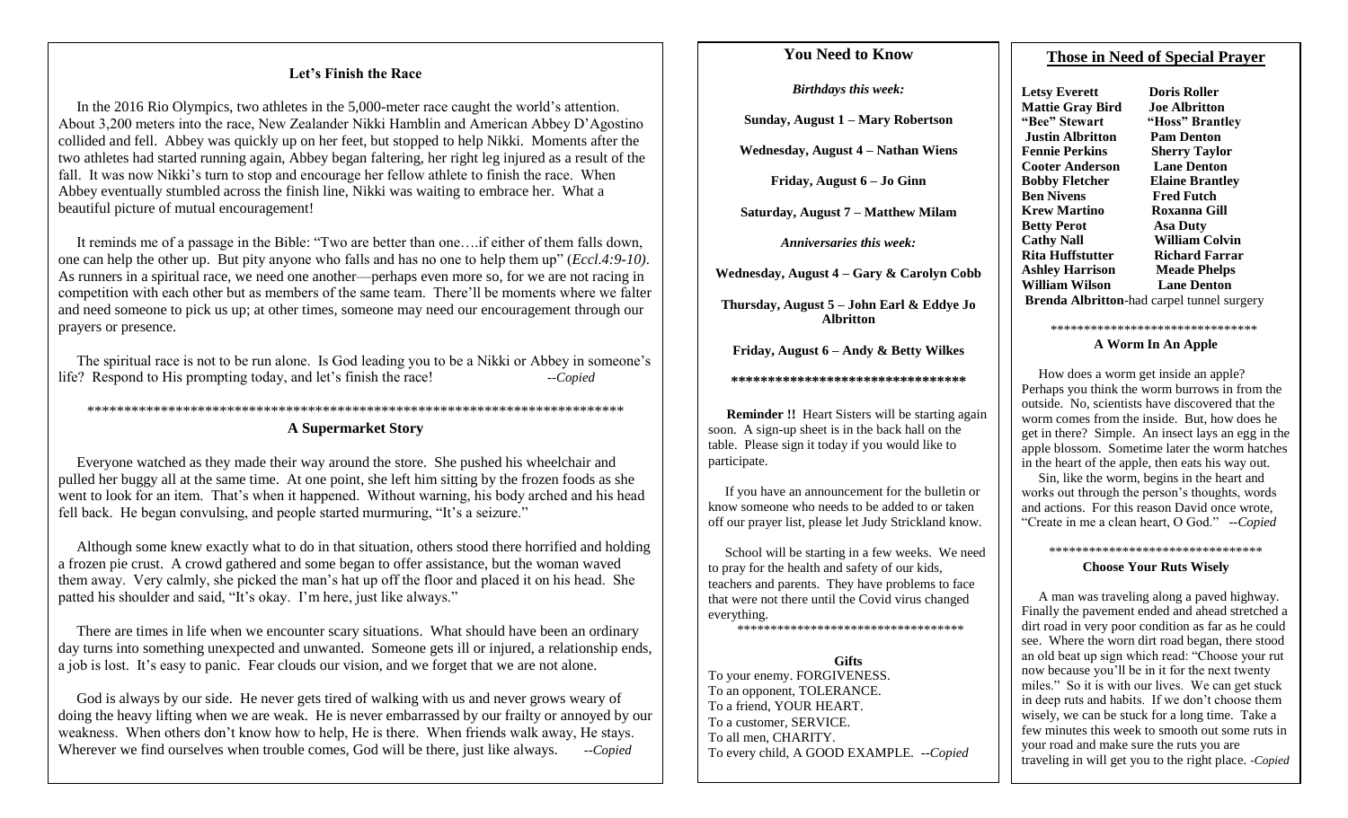### Let's Finish the Race

In the 2016 Rio Olympics, two athletes in the 5,000-meter race caught the world's attention. About 3,200 meters into the race, New Zealander Nikki Hamblin and American Abbey D'Agostino collided and fell. Abbey was quickly up on her feet, but stopped to help Nikki. Moments after the two athletes had started running again, Abbey began faltering, her right leg injured as a result of the fall. It was now Nikki's turn to stop and encourage her fellow athlete to finish the race. When Abbey eventually stumbled across the finish line, Nikki was waiting to embrace her. What a beautiful picture of mutual encouragement!

It reminds me of a passage in the Bible: "Two are better than one….if either of them falls down, one can help the other up. But pity anyone who falls and has no one to help them up" (*Eccl.4:9-10)*. As runners in a spiritual race, we need one another—perhaps even more so, for we are not racing in competition with each other but as members of the same team. There'll be moments where we falter and need someone to pick us up; at other times, someone may need our encouragement through our prayers or presence.

The spiritual race is not to be run alone. Is God leading you to be a Nikki or Abbey in someone's life? Respond to His prompting today, and let's finish the race! *--Copied*

******************************************************************************

### A Supermarket Story

Everyone watched as they made their way around the store. She pushed his wheelchair and pulled her buggy all at the same time. At one point, she left him sitting by the frozen foods as she went to look for an item. That's when it happened. Without warning, his body arched and his head fell back. He began convulsing, and people started murmuring, "It's a seizure."

Although some knew exactly what to do in that situation, others stood there horrified and holding a frozen pie crust. A crowd gathered and some began to offer assistance, but the woman waved them away. Very calmly, she picked the man's hat up off the floor and placed it on his head. She patted his shoulder and said, "It's okay. I'm here, just like always."

There are times in life when we encounter scary situations. What should have been an ordinary day turns into something unexpected and unwanted. Someone gets ill or injured, a relationship ends, a job is lost. It's easy to panic. Fear clouds our vision, and we forget that we are not alone.

God is always by our side. He never gets tired of walking with us and never grows weary of doing the heavy lifting when we are weak. He is never embarrassed by our frailty or annoyed by our weakness. When others don't know how to help, He is there. When friends walk away, He stays. Wherever we find ourselves when trouble comes, God will be there, just like always. *--Copied*

### You Need to Know

***Birthdays this week:***

**Sunday, August 1 – Mary Robertson**

**Wednesday, August 4 – Nathan Wiens**

**Friday, August 6 – Jo Ginn**

**Saturday, August 7 – Matthew Milam**

***Anniversaries this week:***

**Wednesday, August 4 – Gary & Carolyn Cobb**

**Thursday, August 5 – John Earl & Eddye Jo Albritton**

**Friday, August 6 – Andy & Betty Wilkes**

**********************************

**Reminder !!** Heart Sisters will be starting again soon. A sign-up sheet is in the back hall on the table. Please sign it today if you would like to participate.

If you have an announcement for the bulletin or know someone who needs to be added to or taken off our prayer list, please let Judy Strickland know.

School will be starting in a few weeks. We need to pray for the health and safety of our kids, teachers and parents. They have problems to face that were not there until the Covid virus changed everything.

**********************************

**Gifts**

To your enemy. FORGIVENESS.
To an opponent, TOLERANCE.
To a friend, YOUR HEART.
To a customer, SERVICE.
To all men, CHARITY.
To every child, A GOOD EXAMPLE. *--Copied*

### Those in Need of Special Prayer

| | |
|---|---|
| **Letsy Everett** | **Doris Roller** |
| **Mattie Gray Bird** | **Joe Albritton** |
| **"Bee" Stewart** | **"Hoss" Brantley** |
| **Justin Albritton** | **Pam Denton** |
| **Fennie Perkins** | **Sherry Taylor** |
| **Cooter Anderson** | **Lane Denton** |
| **Bobby Fletcher** | **Elaine Brantley** |
| **Ben Nivens** | **Fred Futch** |
| **Krew Martino** | **Roxanna Gill** |
| **Betty Perot** | **Asa Duty** |
| **Cathy Nall** | **William Colvin** |
| **Rita Huffstutter** | **Richard Farrar** |
| **Ashley Harrison** | **Meade Phelps** |
| **William Wilson** | **Lane Denton** |

**Brenda Albritton**-had carpel tunnel surgery

********************************

### A Worm In An Apple

How does a worm get inside an apple? Perhaps you think the worm burrows in from the outside. No, scientists have discovered that the worm comes from the inside. But, how does he get in there? Simple. An insect lays an egg in the apple blossom. Sometime later the worm hatches in the heart of the apple, then eats his way out.

Sin, like the worm, begins in the heart and works out through the person's thoughts, words and actions. For this reason David once wrote, "Create in me a clean heart, O God." *--Copied*

********************************

### Choose Your Ruts Wisely

A man was traveling along a paved highway. Finally the pavement ended and ahead stretched a dirt road in very poor condition as far as he could see. Where the worn dirt road began, there stood an old beat up sign which read: "Choose your rut now because you'll be in it for the next twenty miles." So it is with our lives. We can get stuck in deep ruts and habits. If we don't choose them wisely, we can be stuck for a long time. Take a few minutes this week to smooth out some ruts in your road and make sure the ruts you are traveling in will get you to the right place. *-Copied*